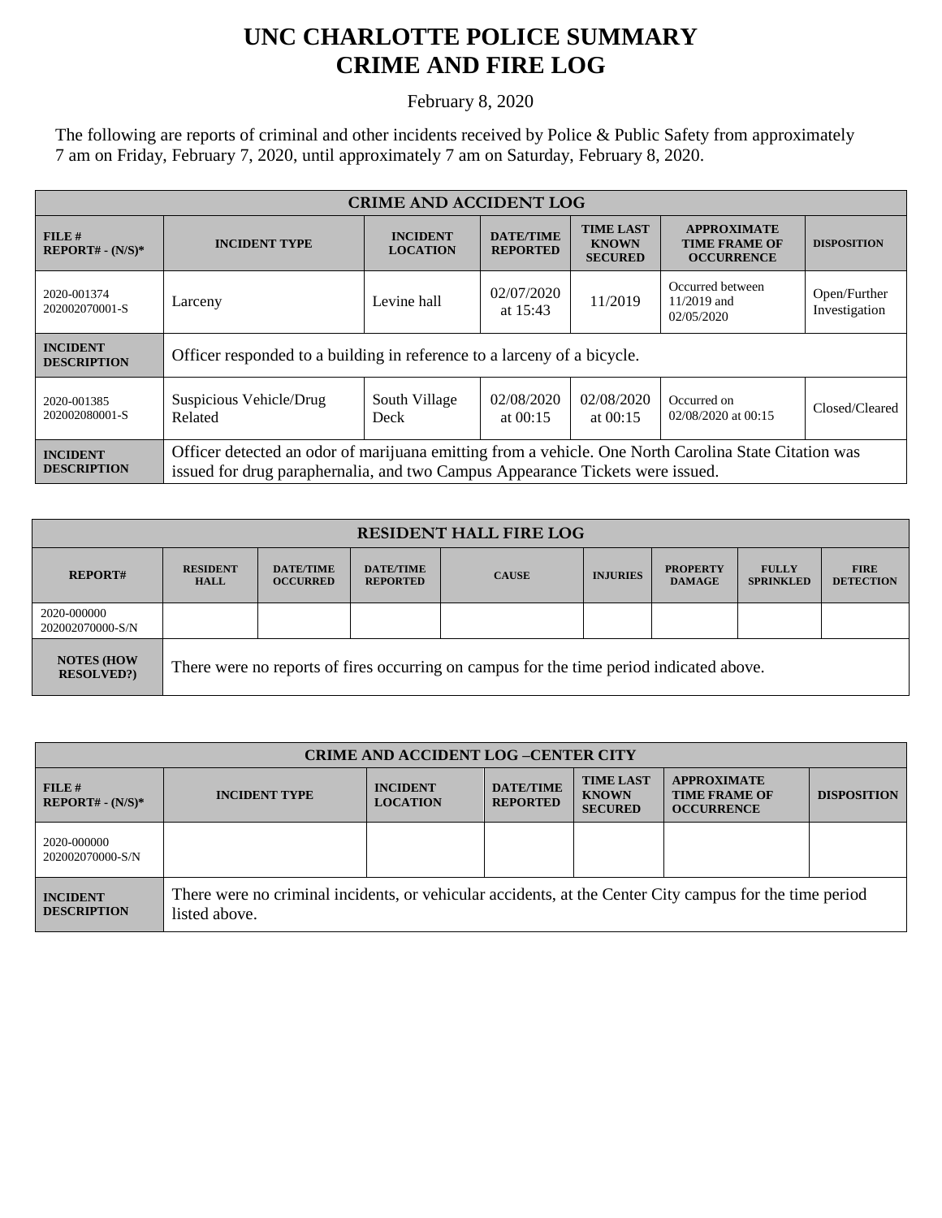# UNC CHARLOTTE POLICE SUMMARY
# CRIME AND FIRE LOG

February 8, 2020

The following are reports of criminal and other incidents received by Police & Public Safety from approximately 7 am on Friday, February 7, 2020, until approximately 7 am on Saturday, February 8, 2020.

| CRIME AND ACCIDENT LOG | | | | | | |
|---|---|---|---|---|---|---|
| **FILE # REPORT# - (N/S)*** | **INCIDENT TYPE** | **INCIDENT LOCATION** | **DATE/TIME REPORTED** | **TIME LAST KNOWN SECURED** | **APPROXIMATE TIME FRAME OF OCCURRENCE** | **DISPOSITION** |
| 2020-001374 202002070001-S | Larceny | Levine hall | 02/07/2020 at 15:43 | 11/2019 | Occurred between 11/2019 and 02/05/2020 | Open/Further Investigation |
| **INCIDENT DESCRIPTION** | Officer responded to a building in reference to a larceny of a bicycle. | | | | | |
| 2020-001385 202002080001-S | Suspicious Vehicle/Drug Related | South Village Deck | 02/08/2020 at 00:15 | 02/08/2020 at 00:15 | Occurred on 02/08/2020 at 00:15 | Closed/Cleared |
| **INCIDENT DESCRIPTION** | Officer detected an odor of marijuana emitting from a vehicle. One North Carolina State Citation was issued for drug paraphernalia, and two Campus Appearance Tickets were issued. | | | | | |

| RESIDENT HALL FIRE LOG | | | | | | | | |
|---|---|---|---|---|---|---|---|---|
| **REPORT#** | **RESIDENT HALL** | **DATE/TIME OCCURRED** | **DATE/TIME REPORTED** | **CAUSE** | **INJURIES** | **PROPERTY DAMAGE** | **FULLY SPRINKLED** | **FIRE DETECTION** |
| 2020-000000 202002070000-S/N | | | | | | | | |
| **NOTES (HOW RESOLVED?)** | There were no reports of fires occurring on campus for the time period indicated above. | | | | | | | |

| CRIME AND ACCIDENT LOG –CENTER CITY | | | | | | |
|---|---|---|---|---|---|---|
| **FILE # REPORT# - (N/S)*** | **INCIDENT TYPE** | **INCIDENT LOCATION** | **DATE/TIME REPORTED** | **TIME LAST KNOWN SECURED** | **APPROXIMATE TIME FRAME OF OCCURRENCE** | **DISPOSITION** |
| 2020-000000 202002070000-S/N | | | | | | |
| **INCIDENT DESCRIPTION** | There were no criminal incidents, or vehicular accidents, at the Center City campus for the time period listed above. | | | | | |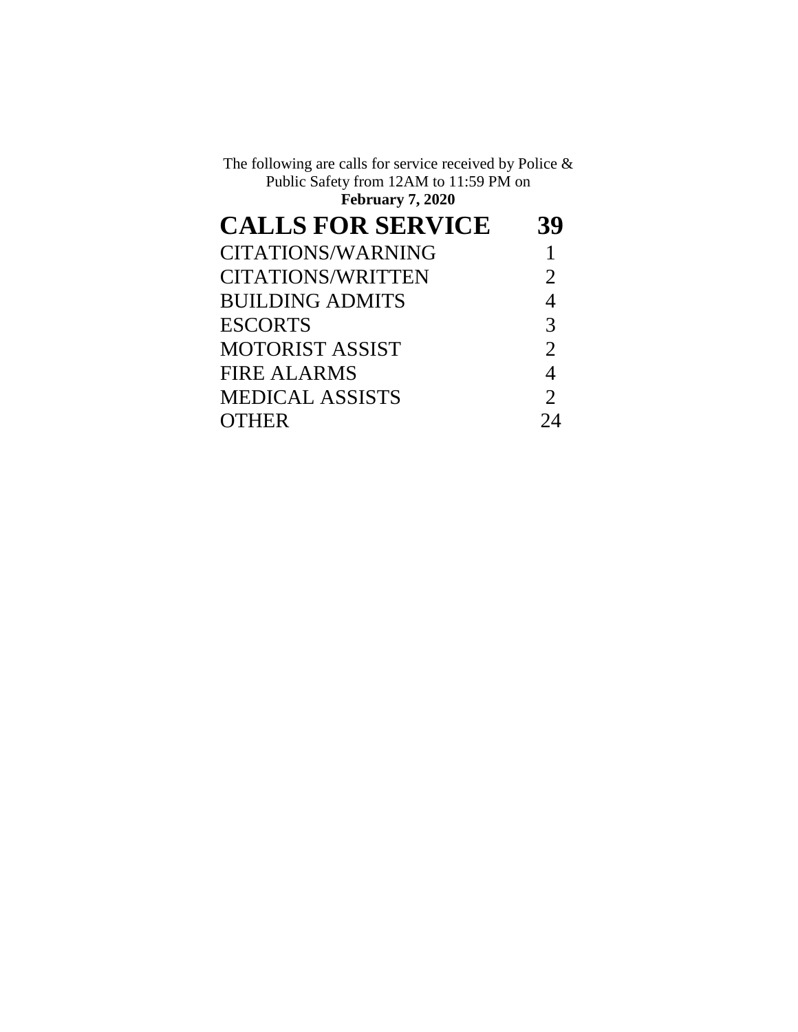The following are calls for service received by Police & Public Safety from 12AM to 11:59 PM on

**February 7, 2020**

| | |
|---|---|
| **CALLS FOR SERVICE** | **39** |
| CITATIONS/WARNING | 1 |
| CITATIONS/WRITTEN | 2 |
| BUILDING ADMITS | 4 |
| ESCORTS | 3 |
| MOTORIST ASSIST | 2 |
| FIRE ALARMS | 4 |
| MEDICAL ASSISTS | 2 |
| OTHER | 24 |